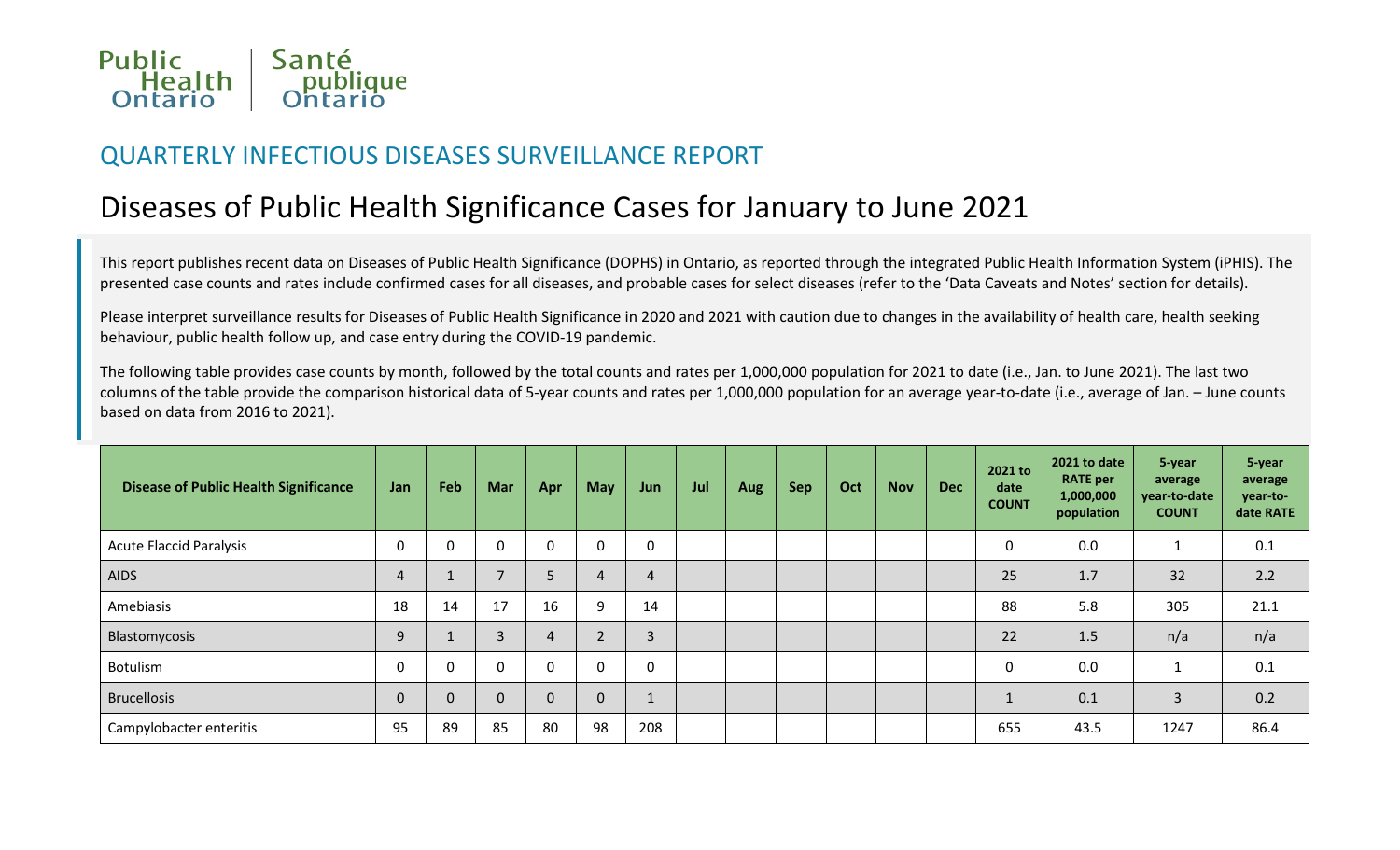Public Health Ontario | Santé publique Ontario

## QUARTERLY INFECTIOUS DISEASES SURVEILLANCE REPORT

# Diseases of Public Health Significance Cases for January to June 2021

This report publishes recent data on Diseases of Public Health Significance (DOPHS) in Ontario, as reported through the integrated Public Health Information System (iPHIS). The presented case counts and rates include confirmed cases for all diseases, and probable cases for select diseases (refer to the 'Data Caveats and Notes' section for details).

Please interpret surveillance results for Diseases of Public Health Significance in 2020 and 2021 with caution due to changes in the availability of health care, health seeking behaviour, public health follow up, and case entry during the COVID-19 pandemic.

The following table provides case counts by month, followed by the total counts and rates per 1,000,000 population for 2021 to date (i.e., Jan. to June 2021). The last two columns of the table provide the comparison historical data of 5-year counts and rates per 1,000,000 population for an average year-to-date (i.e., average of Jan. – June counts based on data from 2016 to 2021).

| Disease of Public Health Significance | Jan | Feb | Mar | Apr | May | Jun | Jul | Aug | Sep | Oct | Nov | Dec | 2021 to date COUNT | 2021 to date RATE per 1,000,000 population | 5-year average year-to-date COUNT | 5-year average year-to-date RATE |
|---|---|---|---|---|---|---|---|---|---|---|---|---|---|---|---|---|
| Acute Flaccid Paralysis | 0 | 0 | 0 | 0 | 0 | 0 | | | | | | | 0 | 0.0 | 1 | 0.1 |
| AIDS | 4 | 1 | 7 | 5 | 4 | 4 | | | | | | | 25 | 1.7 | 32 | 2.2 |
| Amebiasis | 18 | 14 | 17 | 16 | 9 | 14 | | | | | | | 88 | 5.8 | 305 | 21.1 |
| Blastomycosis | 9 | 1 | 3 | 4 | 2 | 3 | | | | | | | 22 | 1.5 | n/a | n/a |
| Botulism | 0 | 0 | 0 | 0 | 0 | 0 | | | | | | | 0 | 0.0 | 1 | 0.1 |
| Brucellosis | 0 | 0 | 0 | 0 | 0 | 1 | | | | | | | 1 | 0.1 | 3 | 0.2 |
| Campylobacter enteritis | 95 | 89 | 85 | 80 | 98 | 208 | | | | | | | 655 | 43.5 | 1247 | 86.4 |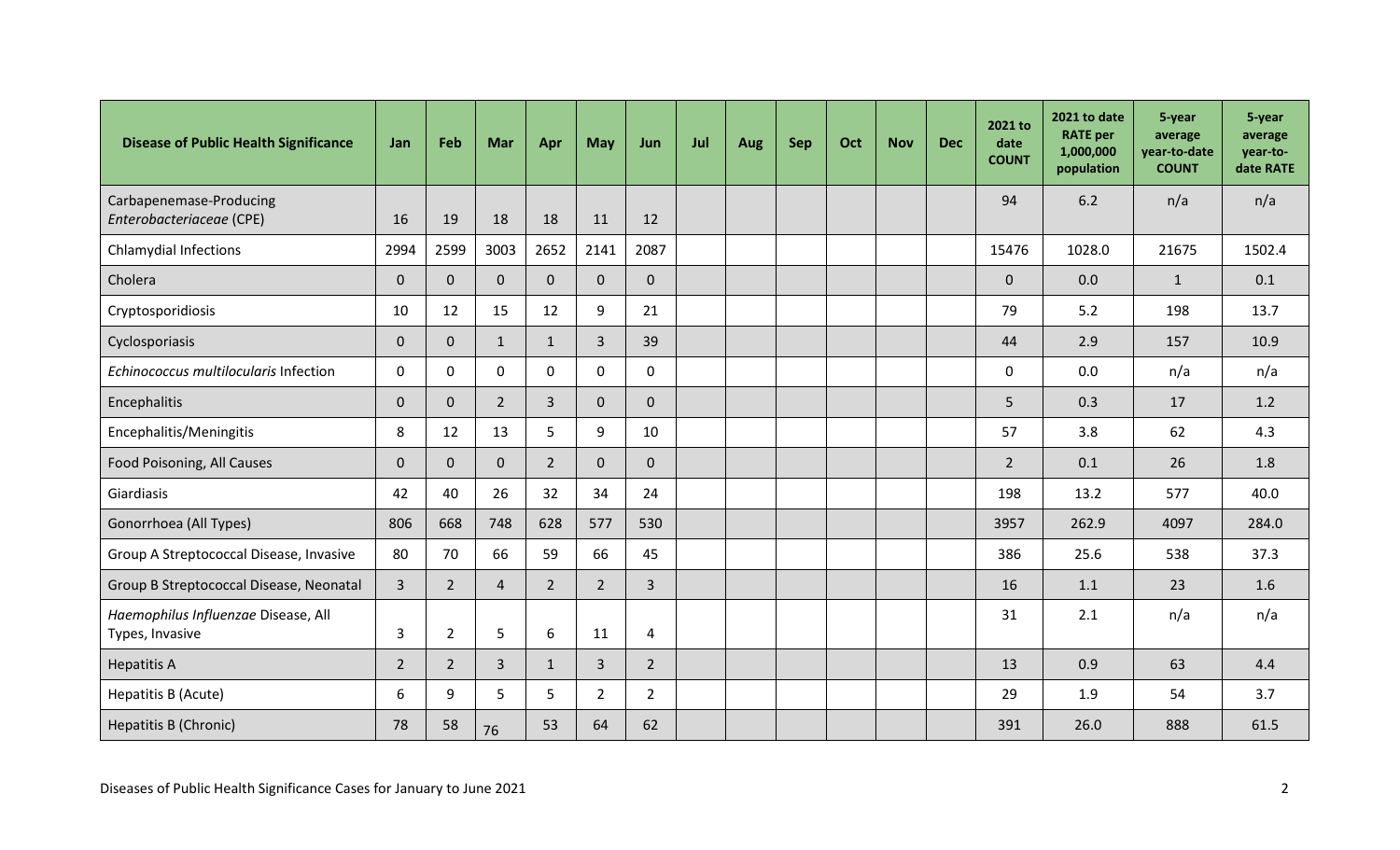| Disease of Public Health Significance | Jan | Feb | Mar | Apr | May | Jun | Jul | Aug | Sep | Oct | Nov | Dec | 2021 to date COUNT | 2021 to date RATE per 1,000,000 population | 5-year average year-to-date COUNT | 5-year average year-to-date RATE |
|---|---|---|---|---|---|---|---|---|---|---|---|---|---|---|---|---|
| Carbapenemase-Producing *Enterobacteriaceae* (CPE) | 16 | 19 | 18 | 18 | 11 | 12 | | | | | | | 94 | 6.2 | n/a | n/a |
| Chlamydial Infections | 2994 | 2599 | 3003 | 2652 | 2141 | 2087 | | | | | | | 15476 | 1028.0 | 21675 | 1502.4 |
| Cholera | 0 | 0 | 0 | 0 | 0 | 0 | | | | | | | 0 | 0.0 | 1 | 0.1 |
| Cryptosporidiosis | 10 | 12 | 15 | 12 | 9 | 21 | | | | | | | 79 | 5.2 | 198 | 13.7 |
| Cyclosporiasis | 0 | 0 | 1 | 1 | 3 | 39 | | | | | | | 44 | 2.9 | 157 | 10.9 |
| *Echinococcus multilocularis* Infection | 0 | 0 | 0 | 0 | 0 | 0 | | | | | | | 0 | 0.0 | n/a | n/a |
| Encephalitis | 0 | 0 | 2 | 3 | 0 | 0 | | | | | | | 5 | 0.3 | 17 | 1.2 |
| Encephalitis/Meningitis | 8 | 12 | 13 | 5 | 9 | 10 | | | | | | | 57 | 3.8 | 62 | 4.3 |
| Food Poisoning, All Causes | 0 | 0 | 0 | 2 | 0 | 0 | | | | | | | 2 | 0.1 | 26 | 1.8 |
| Giardiasis | 42 | 40 | 26 | 32 | 34 | 24 | | | | | | | 198 | 13.2 | 577 | 40.0 |
| Gonorrhoea (All Types) | 806 | 668 | 748 | 628 | 577 | 530 | | | | | | | 3957 | 262.9 | 4097 | 284.0 |
| Group A Streptococcal Disease, Invasive | 80 | 70 | 66 | 59 | 66 | 45 | | | | | | | 386 | 25.6 | 538 | 37.3 |
| Group B Streptococcal Disease, Neonatal | 3 | 2 | 4 | 2 | 2 | 3 | | | | | | | 16 | 1.1 | 23 | 1.6 |
| *Haemophilus Influenzae* Disease, All Types, Invasive | 3 | 2 | 5 | 6 | 11 | 4 | | | | | | | 31 | 2.1 | n/a | n/a |
| Hepatitis A | 2 | 2 | 3 | 1 | 3 | 2 | | | | | | | 13 | 0.9 | 63 | 4.4 |
| Hepatitis B (Acute) | 6 | 9 | 5 | 5 | 2 | 2 | | | | | | | 29 | 1.9 | 54 | 3.7 |
| Hepatitis B (Chronic) | 78 | 58 | 76 | 53 | 64 | 62 | | | | | | | 391 | 26.0 | 888 | 61.5 |

Diseases of Public Health Significance Cases for January to June 2021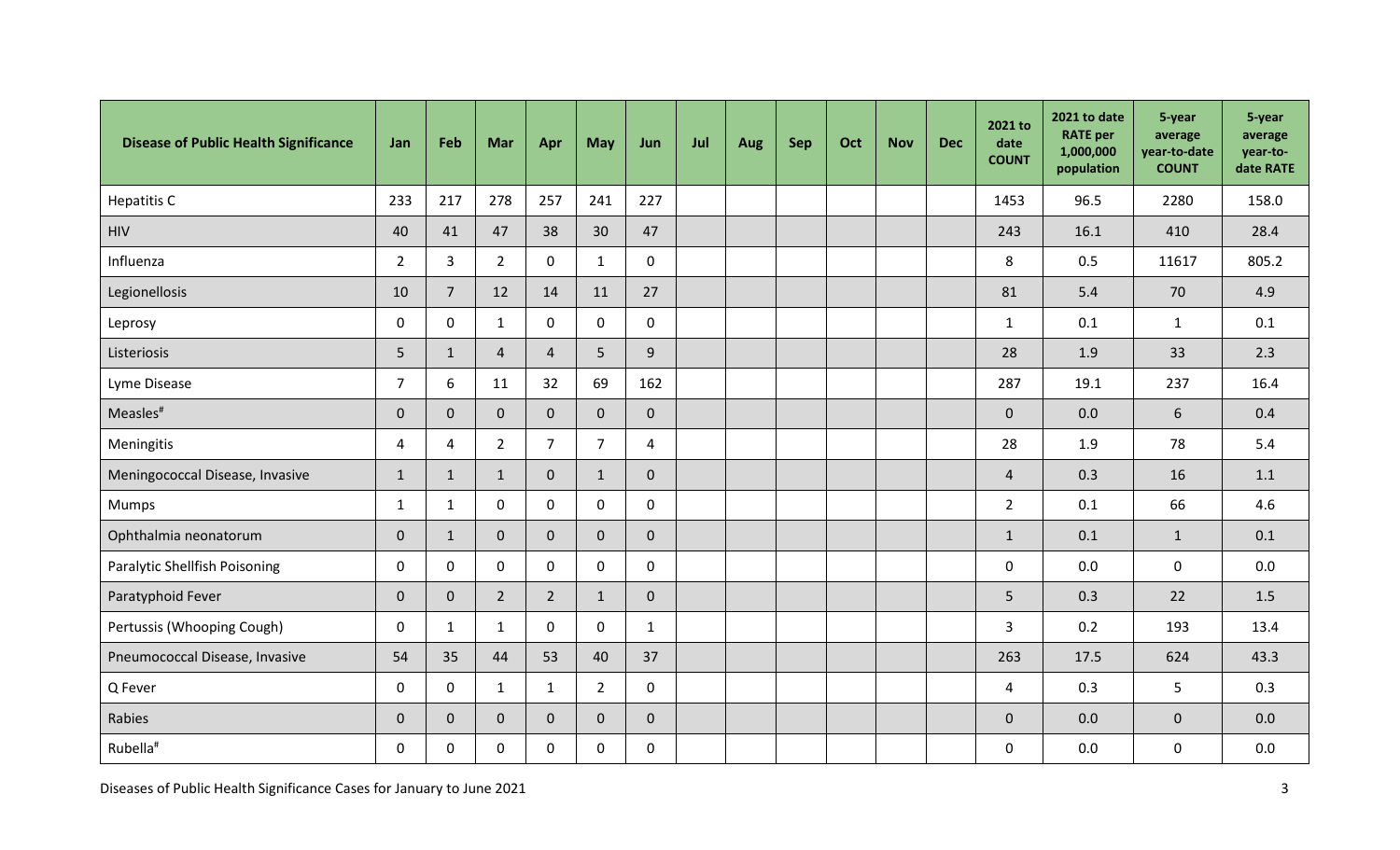| Disease of Public Health Significance | Jan | Feb | Mar | Apr | May | Jun | Jul | Aug | Sep | Oct | Nov | Dec | 2021 to date COUNT | 2021 to date RATE per 1,000,000 population | 5-year average year-to-date COUNT | 5-year average year-to-date RATE |
|---|---|---|---|---|---|---|---|---|---|---|---|---|---|---|---|---|
| Hepatitis C | 233 | 217 | 278 | 257 | 241 | 227 | | | | | | | 1453 | 96.5 | 2280 | 158.0 |
| HIV | 40 | 41 | 47 | 38 | 30 | 47 | | | | | | | 243 | 16.1 | 410 | 28.4 |
| Influenza | 2 | 3 | 2 | 0 | 1 | 0 | | | | | | | 8 | 0.5 | 11617 | 805.2 |
| Legionellosis | 10 | 7 | 12 | 14 | 11 | 27 | | | | | | | 81 | 5.4 | 70 | 4.9 |
| Leprosy | 0 | 0 | 1 | 0 | 0 | 0 | | | | | | | 1 | 0.1 | 1 | 0.1 |
| Listeriosis | 5 | 1 | 4 | 4 | 5 | 9 | | | | | | | 28 | 1.9 | 33 | 2.3 |
| Lyme Disease | 7 | 6 | 11 | 32 | 69 | 162 | | | | | | | 287 | 19.1 | 237 | 16.4 |
| Measles[#] | 0 | 0 | 0 | 0 | 0 | 0 | | | | | | | 0 | 0.0 | 6 | 0.4 |
| Meningitis | 4 | 4 | 2 | 7 | 7 | 4 | | | | | | | 28 | 1.9 | 78 | 5.4 |
| Meningococcal Disease, Invasive | 1 | 1 | 1 | 0 | 1 | 0 | | | | | | | 4 | 0.3 | 16 | 1.1 |
| Mumps | 1 | 1 | 0 | 0 | 0 | 0 | | | | | | | 2 | 0.1 | 66 | 4.6 |
| Ophthalmia neonatorum | 0 | 1 | 0 | 0 | 0 | 0 | | | | | | | 1 | 0.1 | 1 | 0.1 |
| Paralytic Shellfish Poisoning | 0 | 0 | 0 | 0 | 0 | 0 | | | | | | | 0 | 0.0 | 0 | 0.0 |
| Paratyphoid Fever | 0 | 0 | 2 | 2 | 1 | 0 | | | | | | | 5 | 0.3 | 22 | 1.5 |
| Pertussis (Whooping Cough) | 0 | 1 | 1 | 0 | 0 | 1 | | | | | | | 3 | 0.2 | 193 | 13.4 |
| Pneumococcal Disease, Invasive | 54 | 35 | 44 | 53 | 40 | 37 | | | | | | | 263 | 17.5 | 624 | 43.3 |
| Q Fever | 0 | 0 | 1 | 1 | 2 | 0 | | | | | | | 4 | 0.3 | 5 | 0.3 |
| Rabies | 0 | 0 | 0 | 0 | 0 | 0 | | | | | | | 0 | 0.0 | 0 | 0.0 |
| Rubella[#] | 0 | 0 | 0 | 0 | 0 | 0 | | | | | | | 0 | 0.0 | 0 | 0.0 |

Diseases of Public Health Significance Cases for January to June 2021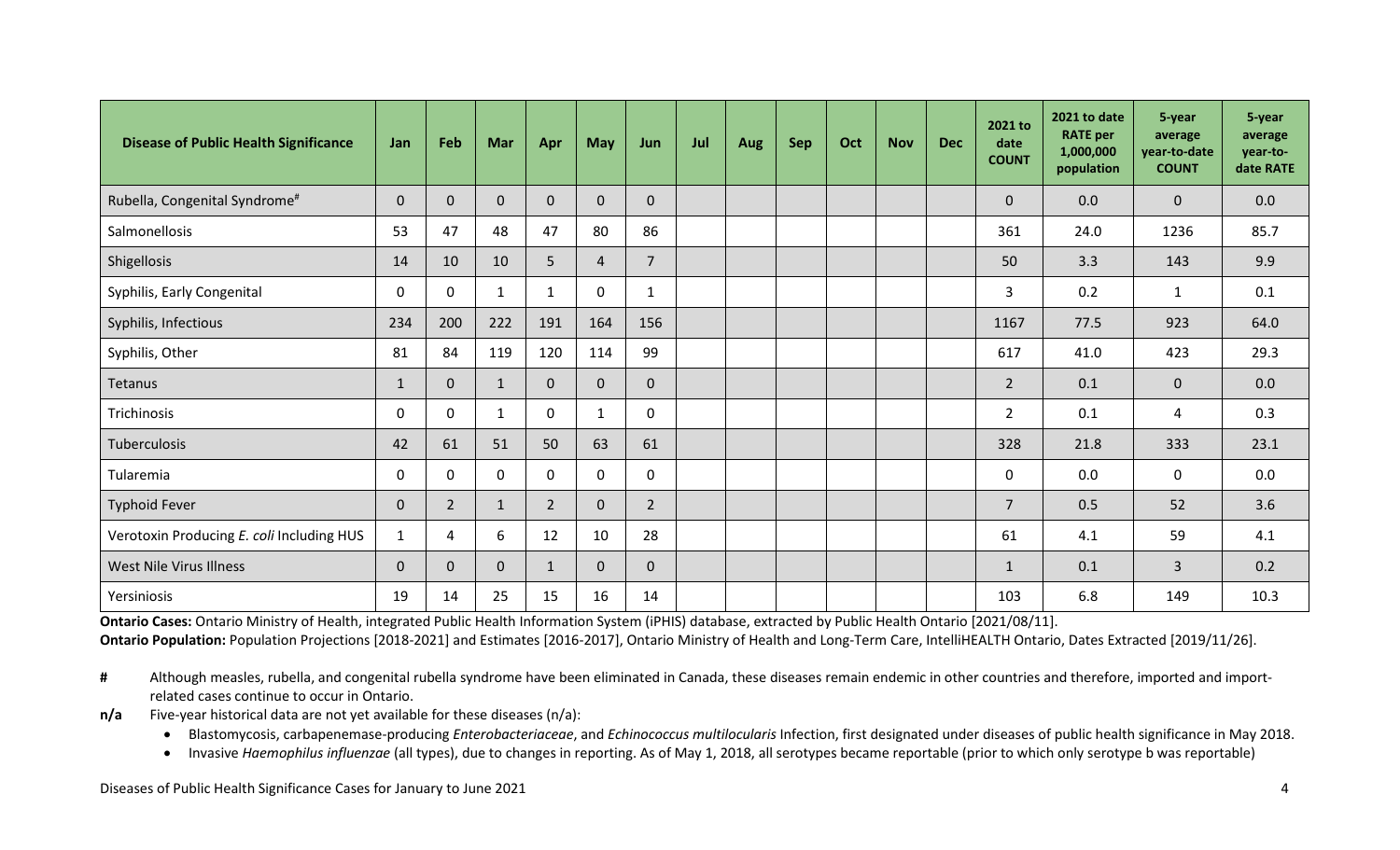| Disease of Public Health Significance | Jan | Feb | Mar | Apr | May | Jun | Jul | Aug | Sep | Oct | Nov | Dec | 2021 to date COUNT | 2021 to date RATE per 1,000,000 population | 5-year average year-to-date COUNT | 5-year average year-to-date RATE |
|---|---|---|---|---|---|---|---|---|---|---|---|---|---|---|---|---|
| Rubella, Congenital Syndrome[#] | 0 | 0 | 0 | 0 | 0 | 0 | | | | | | | 0 | 0.0 | 0 | 0.0 |
| Salmonellosis | 53 | 47 | 48 | 47 | 80 | 86 | | | | | | | 361 | 24.0 | 1236 | 85.7 |
| Shigellosis | 14 | 10 | 10 | 5 | 4 | 7 | | | | | | | 50 | 3.3 | 143 | 9.9 |
| Syphilis, Early Congenital | 0 | 0 | 1 | 1 | 0 | 1 | | | | | | | 3 | 0.2 | 1 | 0.1 |
| Syphilis, Infectious | 234 | 200 | 222 | 191 | 164 | 156 | | | | | | | 1167 | 77.5 | 923 | 64.0 |
| Syphilis, Other | 81 | 84 | 119 | 120 | 114 | 99 | | | | | | | 617 | 41.0 | 423 | 29.3 |
| Tetanus | 1 | 0 | 1 | 0 | 0 | 0 | | | | | | | 2 | 0.1 | 0 | 0.0 |
| Trichinosis | 0 | 0 | 1 | 0 | 1 | 0 | | | | | | | 2 | 0.1 | 4 | 0.3 |
| Tuberculosis | 42 | 61 | 51 | 50 | 63 | 61 | | | | | | | 328 | 21.8 | 333 | 23.1 |
| Tularemia | 0 | 0 | 0 | 0 | 0 | 0 | | | | | | | 0 | 0.0 | 0 | 0.0 |
| Typhoid Fever | 0 | 2 | 1 | 2 | 0 | 2 | | | | | | | 7 | 0.5 | 52 | 3.6 |
| Verotoxin Producing *E. coli* Including HUS | 1 | 4 | 6 | 12 | 10 | 28 | | | | | | | 61 | 4.1 | 59 | 4.1 |
| West Nile Virus Illness | 0 | 0 | 0 | 1 | 0 | 0 | | | | | | | 1 | 0.1 | 3 | 0.2 |
| Yersiniosis | 19 | 14 | 25 | 15 | 16 | 14 | | | | | | | 103 | 6.8 | 149 | 10.3 |

**Ontario Cases:** Ontario Ministry of Health, integrated Public Health Information System (iPHIS) database, extracted by Public Health Ontario [2021/08/11].

**Ontario Population:** Population Projections [2018-2021] and Estimates [2016-2017], Ontario Ministry of Health and Long-Term Care, IntelliHEALTH Ontario, Dates Extracted [2019/11/26].

**#** Although measles, rubella, and congenital rubella syndrome have been eliminated in Canada, these diseases remain endemic in other countries and therefore, imported and import-related cases continue to occur in Ontario.

**n/a** Five-year historical data are not yet available for these diseases (n/a):

- Blastomycosis, carbapenemase-producing *Enterobacteriaceae*, and *Echinococcus multilocularis* Infection, first designated under diseases of public health significance in May 2018.
- Invasive *Haemophilus influenzae* (all types), due to changes in reporting. As of May 1, 2018, all serotypes became reportable (prior to which only serotype b was reportable)

Diseases of Public Health Significance Cases for January to June 2021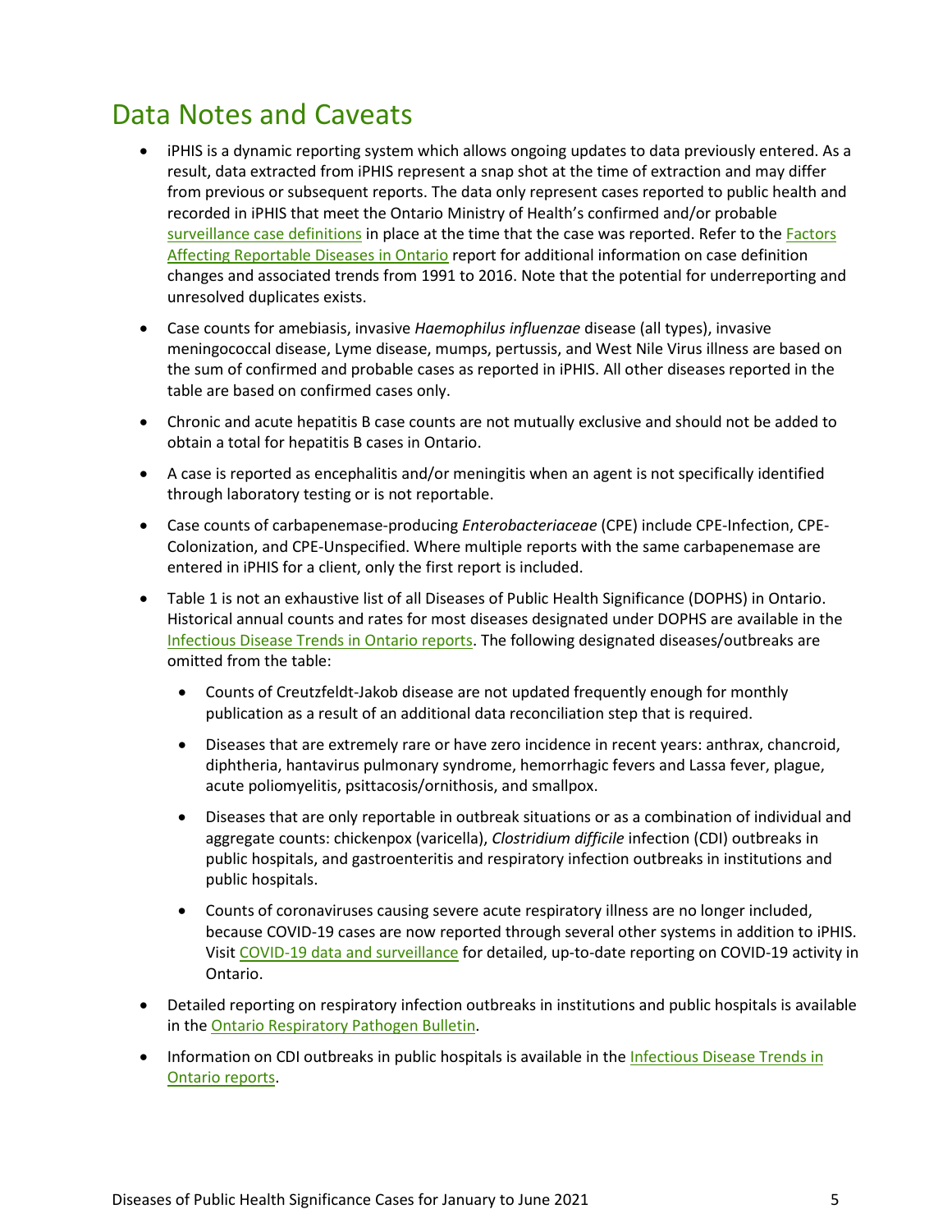# Data Notes and Caveats

- iPHIS is a dynamic reporting system which allows ongoing updates to data previously entered. As a result, data extracted from iPHIS represent a snap shot at the time of extraction and may differ from previous or subsequent reports. The data only represent cases reported to public health and recorded in iPHIS that meet the Ontario Ministry of Health's confirmed and/or probable surveillance case definitions in place at the time that the case was reported. Refer to the Factors Affecting Reportable Diseases in Ontario report for additional information on case definition changes and associated trends from 1991 to 2016. Note that the potential for underreporting and unresolved duplicates exists.
- Case counts for amebiasis, invasive *Haemophilus influenzae* disease (all types), invasive meningococcal disease, Lyme disease, mumps, pertussis, and West Nile Virus illness are based on the sum of confirmed and probable cases as reported in iPHIS. All other diseases reported in the table are based on confirmed cases only.
- Chronic and acute hepatitis B case counts are not mutually exclusive and should not be added to obtain a total for hepatitis B cases in Ontario.
- A case is reported as encephalitis and/or meningitis when an agent is not specifically identified through laboratory testing or is not reportable.
- Case counts of carbapenemase-producing *Enterobacteriaceae* (CPE) include CPE-Infection, CPE-Colonization, and CPE-Unspecified. Where multiple reports with the same carbapenemase are entered in iPHIS for a client, only the first report is included.
- Table 1 is not an exhaustive list of all Diseases of Public Health Significance (DOPHS) in Ontario. Historical annual counts and rates for most diseases designated under DOPHS are available in the Infectious Disease Trends in Ontario reports. The following designated diseases/outbreaks are omitted from the table:
  - Counts of Creutzfeldt-Jakob disease are not updated frequently enough for monthly publication as a result of an additional data reconciliation step that is required.
  - Diseases that are extremely rare or have zero incidence in recent years: anthrax, chancroid, diphtheria, hantavirus pulmonary syndrome, hemorrhagic fevers and Lassa fever, plague, acute poliomyelitis, psittacosis/ornithosis, and smallpox.
  - Diseases that are only reportable in outbreak situations or as a combination of individual and aggregate counts: chickenpox (varicella), *Clostridium difficile* infection (CDI) outbreaks in public hospitals, and gastroenteritis and respiratory infection outbreaks in institutions and public hospitals.
  - Counts of coronaviruses causing severe acute respiratory illness are no longer included, because COVID-19 cases are now reported through several other systems in addition to iPHIS. Visit COVID-19 data and surveillance for detailed, up-to-date reporting on COVID-19 activity in Ontario.
- Detailed reporting on respiratory infection outbreaks in institutions and public hospitals is available in the Ontario Respiratory Pathogen Bulletin.
- Information on CDI outbreaks in public hospitals is available in the Infectious Disease Trends in Ontario reports.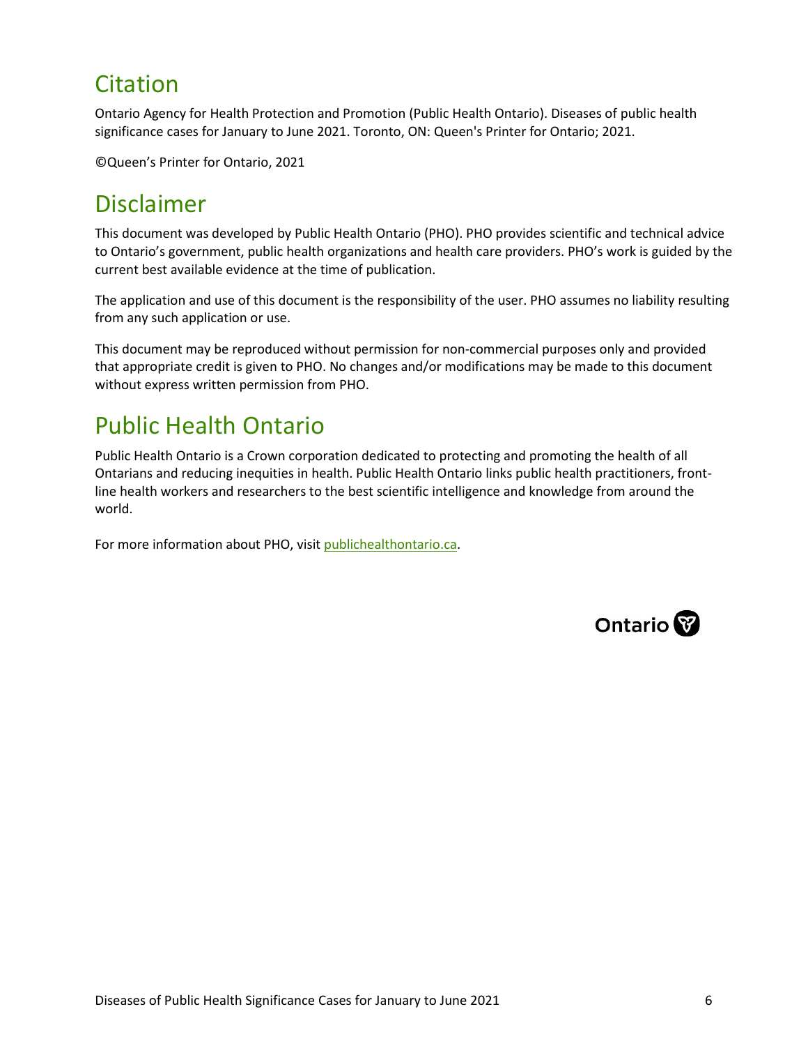## Citation

Ontario Agency for Health Protection and Promotion (Public Health Ontario). Diseases of public health significance cases for January to June 2021. Toronto, ON: Queen's Printer for Ontario; 2021.

©Queen's Printer for Ontario, 2021

## Disclaimer

This document was developed by Public Health Ontario (PHO). PHO provides scientific and technical advice to Ontario's government, public health organizations and health care providers. PHO's work is guided by the current best available evidence at the time of publication.

The application and use of this document is the responsibility of the user. PHO assumes no liability resulting from any such application or use.

This document may be reproduced without permission for non-commercial purposes only and provided that appropriate credit is given to PHO. No changes and/or modifications may be made to this document without express written permission from PHO.

## Public Health Ontario

Public Health Ontario is a Crown corporation dedicated to protecting and promoting the health of all Ontarians and reducing inequities in health. Public Health Ontario links public health practitioners, front-line health workers and researchers to the best scientific intelligence and knowledge from around the world.

For more information about PHO, visit [publichealthontario.ca](https://www.publichealthontario.ca).

Ontario